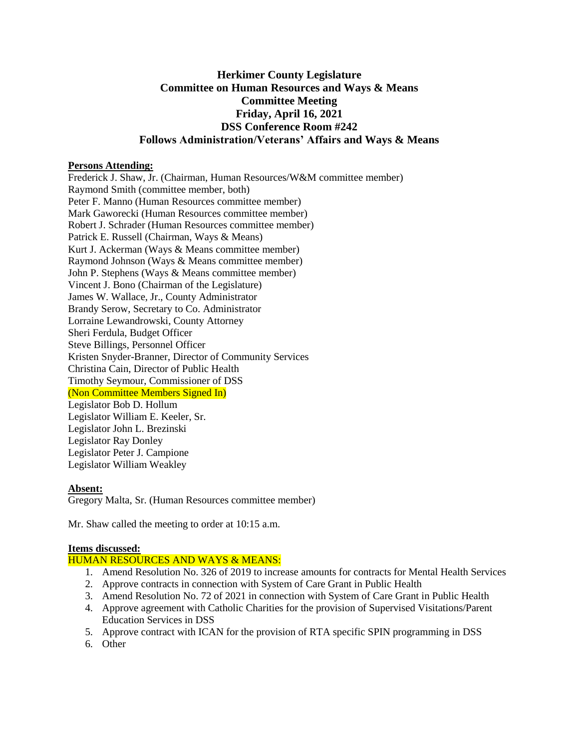**Herkimer County Legislature**
**Committee on Human Resources and Ways & Means**
**Committee Meeting**
**Friday, April 16, 2021**
**DSS Conference Room #242**
**Follows Administration/Veterans' Affairs and Ways & Means**

**Persons Attending:**

Frederick J. Shaw, Jr. (Chairman, Human Resources/W&M committee member)
Raymond Smith (committee member, both)
Peter F. Manno (Human Resources committee member)
Mark Gaworecki (Human Resources committee member)
Robert J. Schrader (Human Resources committee member)
Patrick E. Russell (Chairman, Ways & Means)
Kurt J. Ackerman (Ways & Means committee member)
Raymond Johnson (Ways & Means committee member)
John P. Stephens (Ways & Means committee member)
Vincent J. Bono (Chairman of the Legislature)
James W. Wallace, Jr., County Administrator
Brandy Serow, Secretary to Co. Administrator
Lorraine Lewandrowski, County Attorney
Sheri Ferdula, Budget Officer
Steve Billings, Personnel Officer
Kristen Snyder-Branner, Director of Community Services
Christina Cain, Director of Public Health
Timothy Seymour, Commissioner of DSS
(Non Committee Members Signed In)
Legislator Bob D. Hollum
Legislator William E. Keeler, Sr.
Legislator John L. Brezinski
Legislator Ray Donley
Legislator Peter J. Campione
Legislator William Weakley

**Absent:**

Gregory Malta, Sr. (Human Resources committee member)

Mr. Shaw called the meeting to order at 10:15 a.m.

**Items discussed:**

HUMAN RESOURCES AND WAYS & MEANS:

1. Amend Resolution No. 326 of 2019 to increase amounts for contracts for Mental Health Services
2. Approve contracts in connection with System of Care Grant in Public Health
3. Amend Resolution No. 72 of 2021 in connection with System of Care Grant in Public Health
4. Approve agreement with Catholic Charities for the provision of Supervised Visitations/Parent Education Services in DSS
5. Approve contract with ICAN for the provision of RTA specific SPIN programming in DSS
6. Other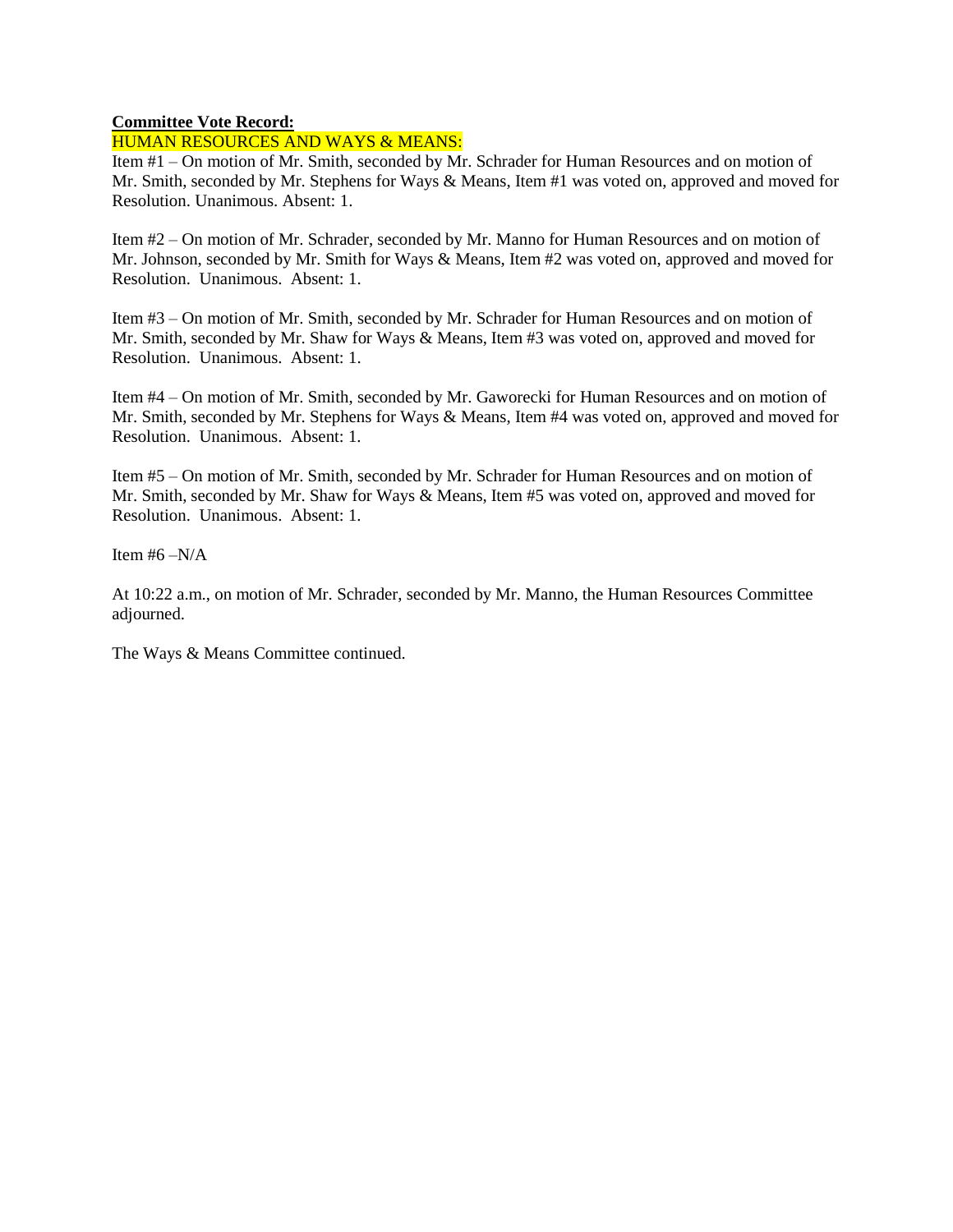**Committee Vote Record:**

HUMAN RESOURCES AND WAYS & MEANS:

Item #1 – On motion of Mr. Smith, seconded by Mr. Schrader for Human Resources and on motion of Mr. Smith, seconded by Mr. Stephens for Ways & Means, Item #1 was voted on, approved and moved for Resolution. Unanimous. Absent: 1.

Item #2 – On motion of Mr. Schrader, seconded by Mr. Manno for Human Resources and on motion of Mr. Johnson, seconded by Mr. Smith for Ways & Means, Item #2 was voted on, approved and moved for Resolution. Unanimous. Absent: 1.

Item #3 – On motion of Mr. Smith, seconded by Mr. Schrader for Human Resources and on motion of Mr. Smith, seconded by Mr. Shaw for Ways & Means, Item #3 was voted on, approved and moved for Resolution. Unanimous. Absent: 1.

Item #4 – On motion of Mr. Smith, seconded by Mr. Gaworecki for Human Resources and on motion of Mr. Smith, seconded by Mr. Stephens for Ways & Means, Item #4 was voted on, approved and moved for Resolution. Unanimous. Absent: 1.

Item #5 – On motion of Mr. Smith, seconded by Mr. Schrader for Human Resources and on motion of Mr. Smith, seconded by Mr. Shaw for Ways & Means, Item #5 was voted on, approved and moved for Resolution. Unanimous. Absent: 1.

Item #6 –N/A

At 10:22 a.m., on motion of Mr. Schrader, seconded by Mr. Manno, the Human Resources Committee adjourned.

The Ways & Means Committee continued.